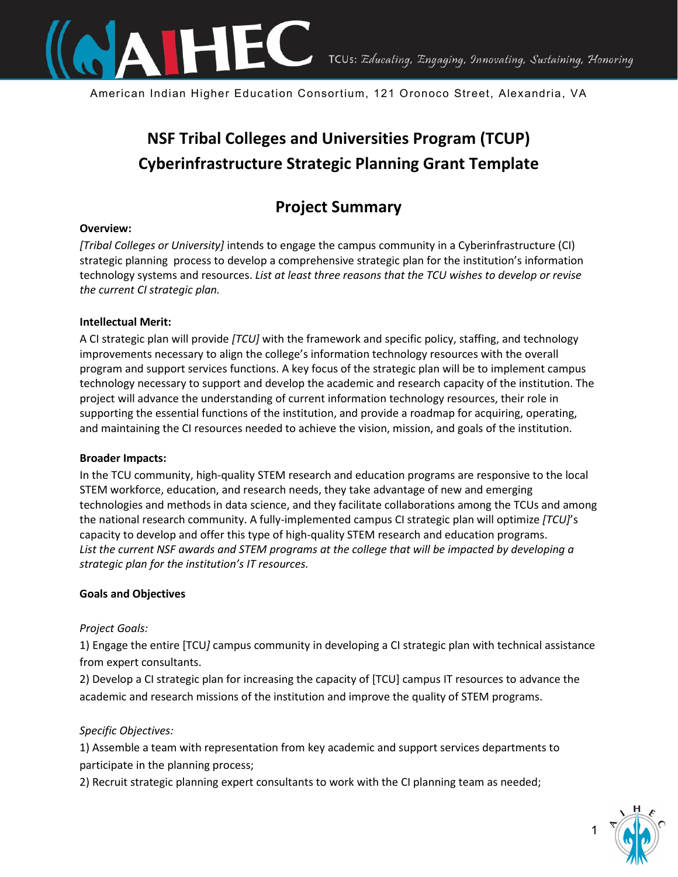American Indian Higher Education Consortium, 121 Oronoco Street, Alexandria, VA

# NSF Tribal Colleges and Universities Program (TCUP) Cyberinfrastructure Strategic Planning Grant Template

## Project Summary

**Overview:**

*[Tribal Colleges or University]* intends to engage the campus community in a Cyberinfrastructure (CI) strategic planning process to develop a comprehensive strategic plan for the institution's information technology systems and resources. *List at least three reasons that the TCU wishes to develop or revise the current CI strategic plan.*

**Intellectual Merit:**

A CI strategic plan will provide *[TCU]* with the framework and specific policy, staffing, and technology improvements necessary to align the college's information technology resources with the overall program and support services functions. A key focus of the strategic plan will be to implement campus technology necessary to support and develop the academic and research capacity of the institution. The project will advance the understanding of current information technology resources, their role in supporting the essential functions of the institution, and provide a roadmap for acquiring, operating, and maintaining the CI resources needed to achieve the vision, mission, and goals of the institution.

**Broader Impacts:**

In the TCU community, high-quality STEM research and education programs are responsive to the local STEM workforce, education, and research needs, they take advantage of new and emerging technologies and methods in data science, and they facilitate collaborations among the TCUs and among the national research community. A fully-implemented campus CI strategic plan will optimize *[TCU]*'s capacity to develop and offer this type of high-quality STEM research and education programs. *List the current NSF awards and STEM programs at the college that will be impacted by developing a strategic plan for the institution's IT resources.*

**Goals and Objectives**

*Project Goals:*

1) Engage the entire [TCU*]* campus community in developing a CI strategic plan with technical assistance from expert consultants.
2) Develop a CI strategic plan for increasing the capacity of [TCU] campus IT resources to advance the academic and research missions of the institution and improve the quality of STEM programs.

*Specific Objectives:*

1) Assemble a team with representation from key academic and support services departments to participate in the planning process;
2) Recruit strategic planning expert consultants to work with the CI planning team as needed;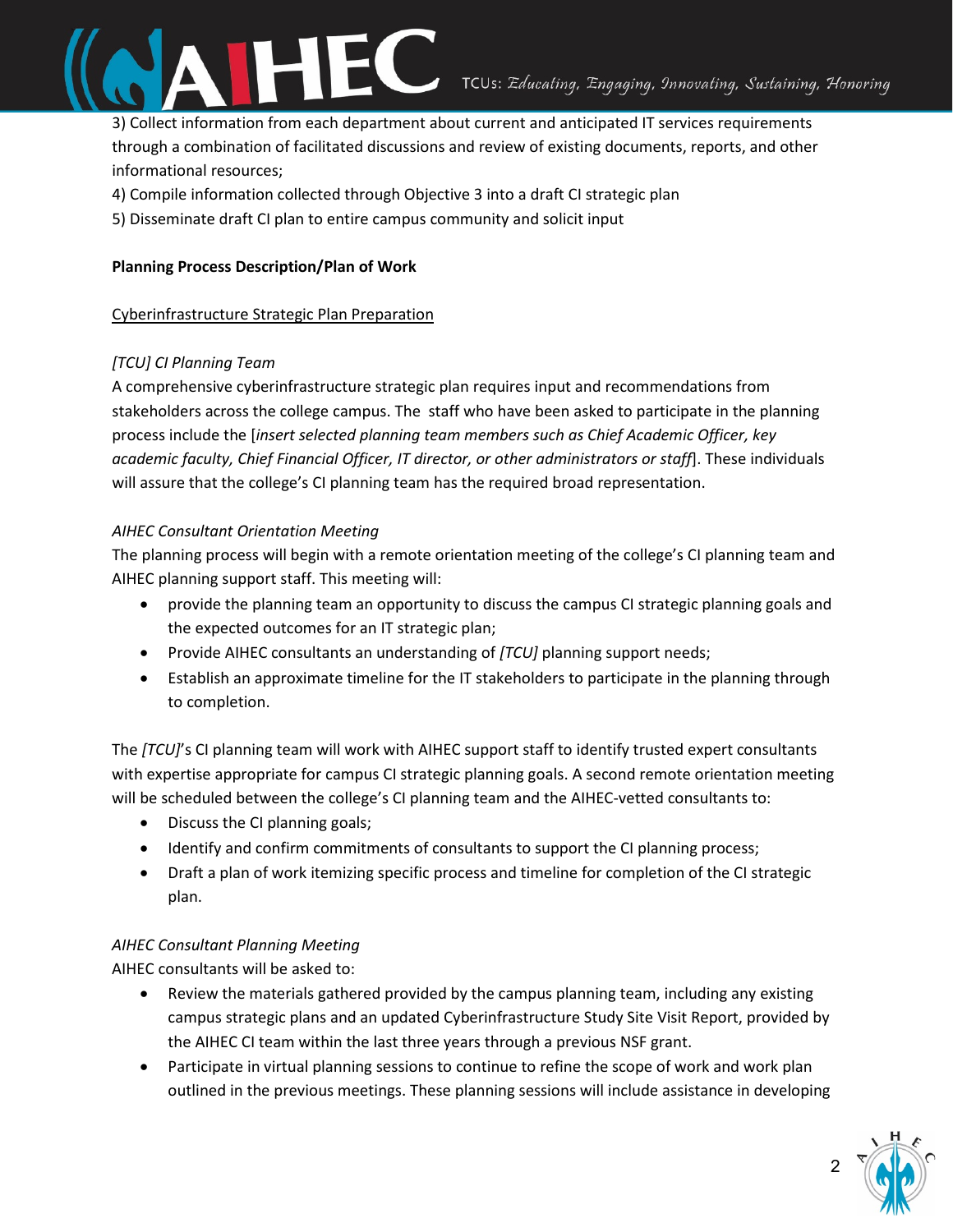3) Collect information from each department about current and anticipated IT services requirements through a combination of facilitated discussions and review of existing documents, reports, and other informational resources;

4) Compile information collected through Objective 3 into a draft CI strategic plan

5) Disseminate draft CI plan to entire campus community and solicit input

**Planning Process Description/Plan of Work**

<u>Cyberinfrastructure Strategic Plan Preparation</u>

*[TCU] CI Planning Team*

A comprehensive cyberinfrastructure strategic plan requires input and recommendations from stakeholders across the college campus. The staff who have been asked to participate in the planning process include the [*insert selected planning team members such as Chief Academic Officer, key academic faculty, Chief Financial Officer, IT director, or other administrators or staff*]. These individuals will assure that the college's CI planning team has the required broad representation.

*AIHEC Consultant Orientation Meeting*

The planning process will begin with a remote orientation meeting of the college's CI planning team and AIHEC planning support staff. This meeting will:

- provide the planning team an opportunity to discuss the campus CI strategic planning goals and the expected outcomes for an IT strategic plan;
- Provide AIHEC consultants an understanding of *[TCU]* planning support needs;
- Establish an approximate timeline for the IT stakeholders to participate in the planning through to completion.

The *[TCU]*'s CI planning team will work with AIHEC support staff to identify trusted expert consultants with expertise appropriate for campus CI strategic planning goals. A second remote orientation meeting will be scheduled between the college's CI planning team and the AIHEC-vetted consultants to:

- Discuss the CI planning goals;
- Identify and confirm commitments of consultants to support the CI planning process;
- Draft a plan of work itemizing specific process and timeline for completion of the CI strategic plan.

*AIHEC Consultant Planning Meeting*

AIHEC consultants will be asked to:

- Review the materials gathered provided by the campus planning team, including any existing campus strategic plans and an updated Cyberinfrastructure Study Site Visit Report, provided by the AIHEC CI team within the last three years through a previous NSF grant.
- Participate in virtual planning sessions to continue to refine the scope of work and work plan outlined in the previous meetings. These planning sessions will include assistance in developing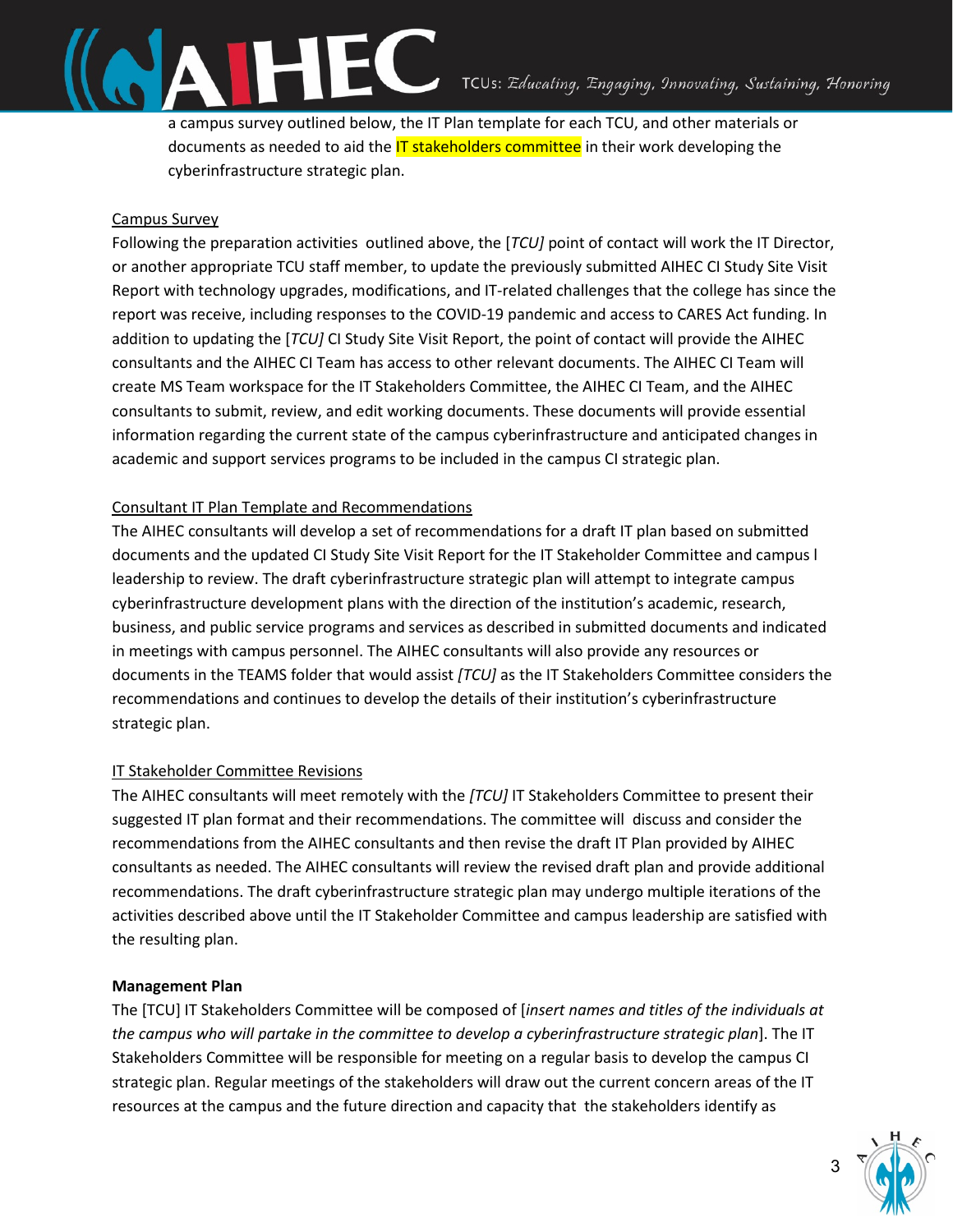a campus survey outlined below, the IT Plan template for each TCU, and other materials or documents as needed to aid the IT stakeholders committee in their work developing the cyberinfrastructure strategic plan.

Campus Survey

Following the preparation activities outlined above, the [*TCU*] point of contact will work the IT Director, or another appropriate TCU staff member, to update the previously submitted AIHEC CI Study Site Visit Report with technology upgrades, modifications, and IT-related challenges that the college has since the report was receive, including responses to the COVID-19 pandemic and access to CARES Act funding. In addition to updating the [*TCU]* CI Study Site Visit Report, the point of contact will provide the AIHEC consultants and the AIHEC CI Team has access to other relevant documents. The AIHEC CI Team will create MS Team workspace for the IT Stakeholders Committee, the AIHEC CI Team, and the AIHEC consultants to submit, review, and edit working documents. These documents will provide essential information regarding the current state of the campus cyberinfrastructure and anticipated changes in academic and support services programs to be included in the campus CI strategic plan.

Consultant IT Plan Template and Recommendations

The AIHEC consultants will develop a set of recommendations for a draft IT plan based on submitted documents and the updated CI Study Site Visit Report for the IT Stakeholder Committee and campus l leadership to review. The draft cyberinfrastructure strategic plan will attempt to integrate campus cyberinfrastructure development plans with the direction of the institution's academic, research, business, and public service programs and services as described in submitted documents and indicated in meetings with campus personnel. The AIHEC consultants will also provide any resources or documents in the TEAMS folder that would assist *[TCU]* as the IT Stakeholders Committee considers the recommendations and continues to develop the details of their institution's cyberinfrastructure strategic plan.

IT Stakeholder Committee Revisions

The AIHEC consultants will meet remotely with the *[TCU]* IT Stakeholders Committee to present their suggested IT plan format and their recommendations. The committee will discuss and consider the recommendations from the AIHEC consultants and then revise the draft IT Plan provided by AIHEC consultants as needed. The AIHEC consultants will review the revised draft plan and provide additional recommendations. The draft cyberinfrastructure strategic plan may undergo multiple iterations of the activities described above until the IT Stakeholder Committee and campus leadership are satisfied with the resulting plan.

**Management Plan**

The [TCU] IT Stakeholders Committee will be composed of [*insert names and titles of the individuals at the campus who will partake in the committee to develop a cyberinfrastructure strategic plan*]. The IT Stakeholders Committee will be responsible for meeting on a regular basis to develop the campus CI strategic plan. Regular meetings of the stakeholders will draw out the current concern areas of the IT resources at the campus and the future direction and capacity that the stakeholders identify as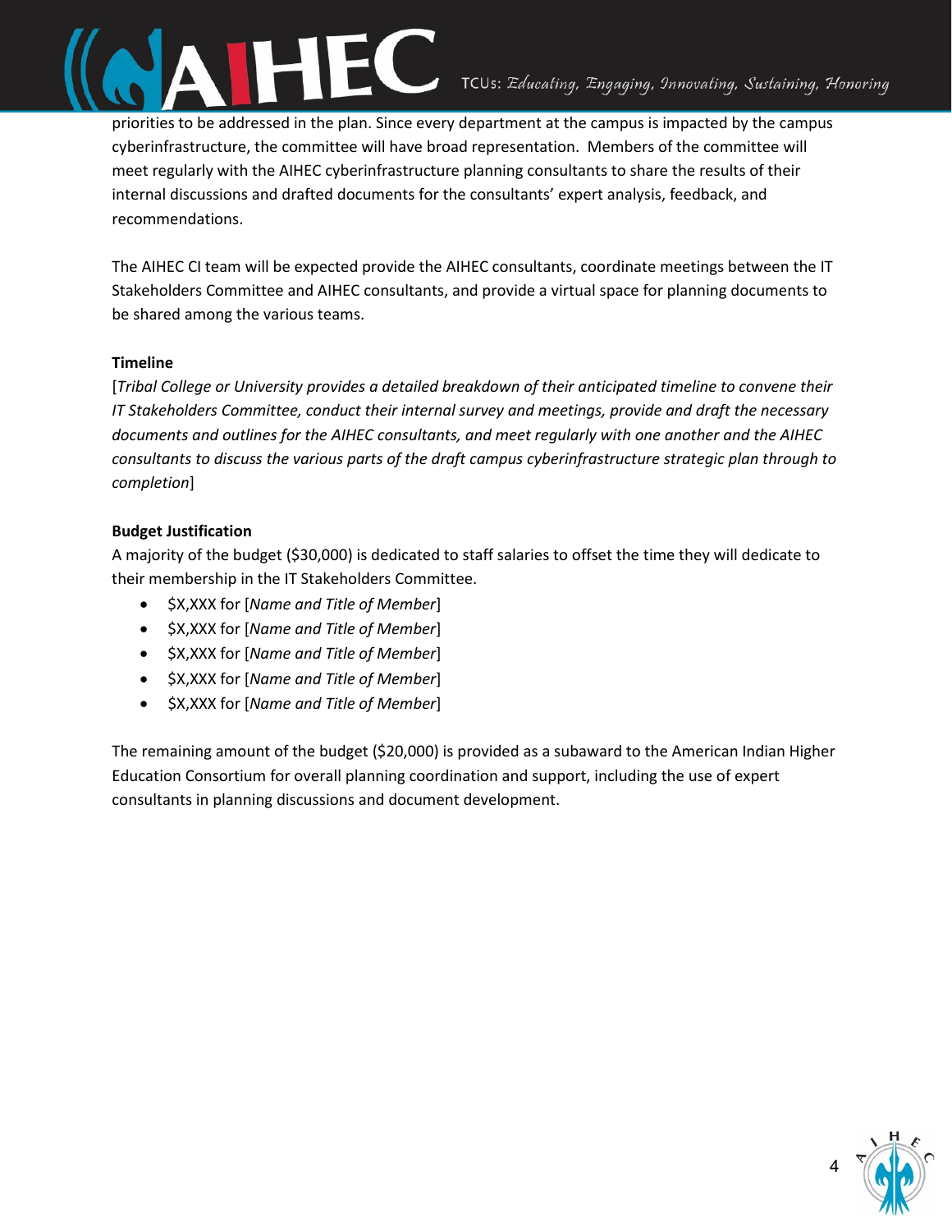priorities to be addressed in the plan. Since every department at the campus is impacted by the campus cyberinfrastructure, the committee will have broad representation. Members of the committee will meet regularly with the AIHEC cyberinfrastructure planning consultants to share the results of their internal discussions and drafted documents for the consultants' expert analysis, feedback, and recommendations.

The AIHEC CI team will be expected provide the AIHEC consultants, coordinate meetings between the IT Stakeholders Committee and AIHEC consultants, and provide a virtual space for planning documents to be shared among the various teams.

**Timeline**

[*Tribal College or University provides a detailed breakdown of their anticipated timeline to convene their IT Stakeholders Committee, conduct their internal survey and meetings, provide and draft the necessary documents and outlines for the AIHEC consultants, and meet regularly with one another and the AIHEC consultants to discuss the various parts of the draft campus cyberinfrastructure strategic plan through to completion*]

**Budget Justification**

A majority of the budget ($30,000) is dedicated to staff salaries to offset the time they will dedicate to their membership in the IT Stakeholders Committee.

- $X,XXX for [*Name and Title of Member*]
- $X,XXX for [*Name and Title of Member*]
- $X,XXX for [*Name and Title of Member*]
- $X,XXX for [*Name and Title of Member*]
- $X,XXX for [*Name and Title of Member*]

The remaining amount of the budget ($20,000) is provided as a subaward to the American Indian Higher Education Consortium for overall planning coordination and support, including the use of expert consultants in planning discussions and document development.